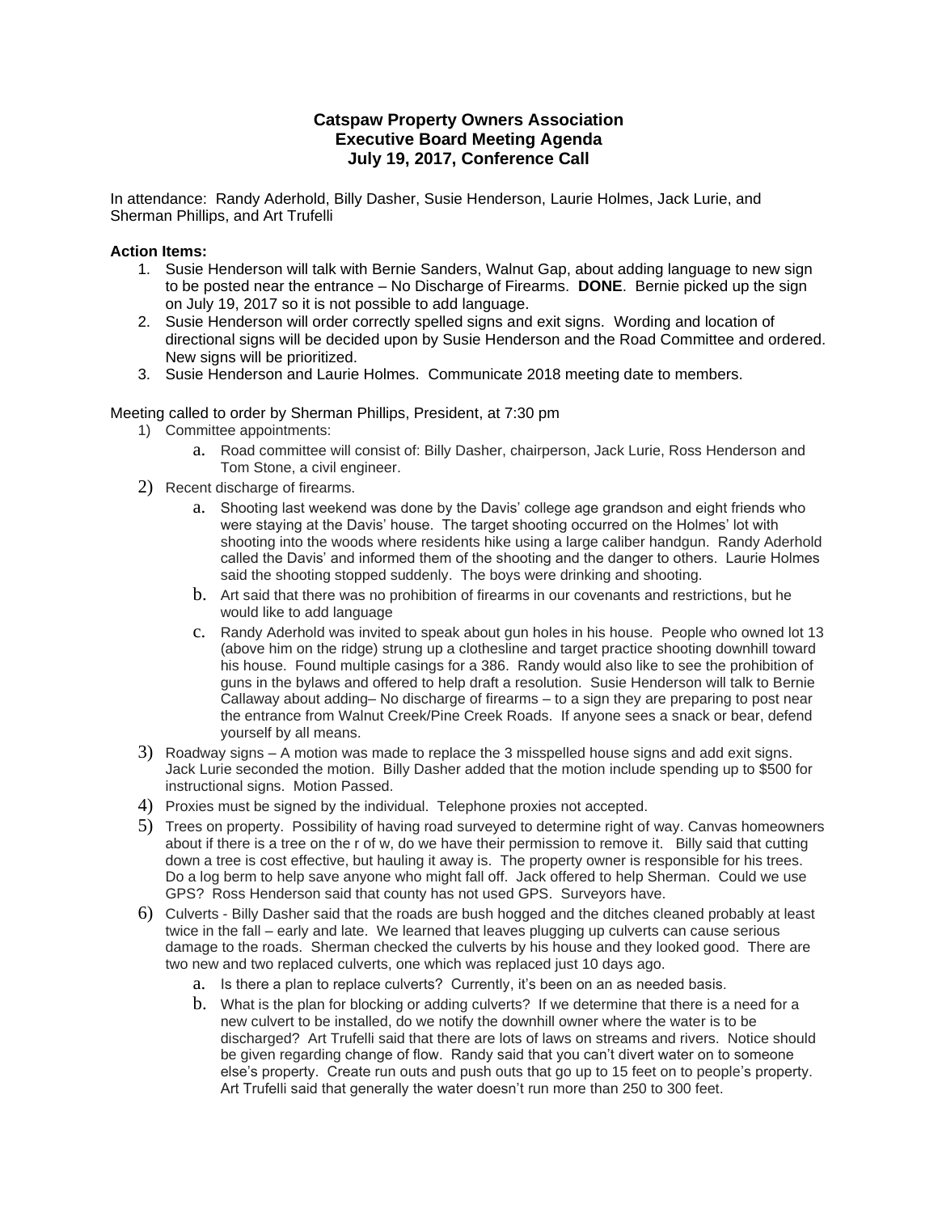# Catspaw Property Owners Association
## Executive Board Meeting Agenda
## July 19, 2017, Conference Call

In attendance: Randy Aderhold, Billy Dasher, Susie Henderson, Laurie Holmes, Jack Lurie, and Sherman Phillips, and Art Trufelli

**Action Items:**

1. Susie Henderson will talk with Bernie Sanders, Walnut Gap, about adding language to new sign to be posted near the entrance – No Discharge of Firearms. **DONE**. Bernie picked up the sign on July 19, 2017 so it is not possible to add language.
2. Susie Henderson will order correctly spelled signs and exit signs. Wording and location of directional signs will be decided upon by Susie Henderson and the Road Committee and ordered. New signs will be prioritized.
3. Susie Henderson and Laurie Holmes. Communicate 2018 meeting date to members.

Meeting called to order by Sherman Phillips, President, at 7:30 pm

1) Committee appointments:
   a. Road committee will consist of: Billy Dasher, chairperson, Jack Lurie, Ross Henderson and Tom Stone, a civil engineer.
2) Recent discharge of firearms.
   a. Shooting last weekend was done by the Davis' college age grandson and eight friends who were staying at the Davis' house. The target shooting occurred on the Holmes' lot with shooting into the woods where residents hike using a large caliber handgun. Randy Aderhold called the Davis' and informed them of the shooting and the danger to others. Laurie Holmes said the shooting stopped suddenly. The boys were drinking and shooting.
   b. Art said that there was no prohibition of firearms in our covenants and restrictions, but he would like to add language
   c. Randy Aderhold was invited to speak about gun holes in his house. People who owned lot 13 (above him on the ridge) strung up a clothesline and target practice shooting downhill toward his house. Found multiple casings for a 386. Randy would also like to see the prohibition of guns in the bylaws and offered to help draft a resolution. Susie Henderson will talk to Bernie Callaway about adding– No discharge of firearms – to a sign they are preparing to post near the entrance from Walnut Creek/Pine Creek Roads. If anyone sees a snack or bear, defend yourself by all means.
3) Roadway signs – A motion was made to replace the 3 misspelled house signs and add exit signs. Jack Lurie seconded the motion. Billy Dasher added that the motion include spending up to $500 for instructional signs. Motion Passed.
4) Proxies must be signed by the individual. Telephone proxies not accepted.
5) Trees on property. Possibility of having road surveyed to determine right of way. Canvas homeowners about if there is a tree on the r of w, do we have their permission to remove it. Billy said that cutting down a tree is cost effective, but hauling it away is. The property owner is responsible for his trees. Do a log berm to help save anyone who might fall off. Jack offered to help Sherman. Could we use GPS? Ross Henderson said that county has not used GPS. Surveyors have.
6) Culverts - Billy Dasher said that the roads are bush hogged and the ditches cleaned probably at least twice in the fall – early and late. We learned that leaves plugging up culverts can cause serious damage to the roads. Sherman checked the culverts by his house and they looked good. There are two new and two replaced culverts, one which was replaced just 10 days ago.
   a. Is there a plan to replace culverts? Currently, it's been on an as needed basis.
   b. What is the plan for blocking or adding culverts? If we determine that there is a need for a new culvert to be installed, do we notify the downhill owner where the water is to be discharged? Art Trufelli said that there are lots of laws on streams and rivers. Notice should be given regarding change of flow. Randy said that you can't divert water on to someone else's property. Create run outs and push outs that go up to 15 feet on to people's property. Art Trufelli said that generally the water doesn't run more than 250 to 300 feet.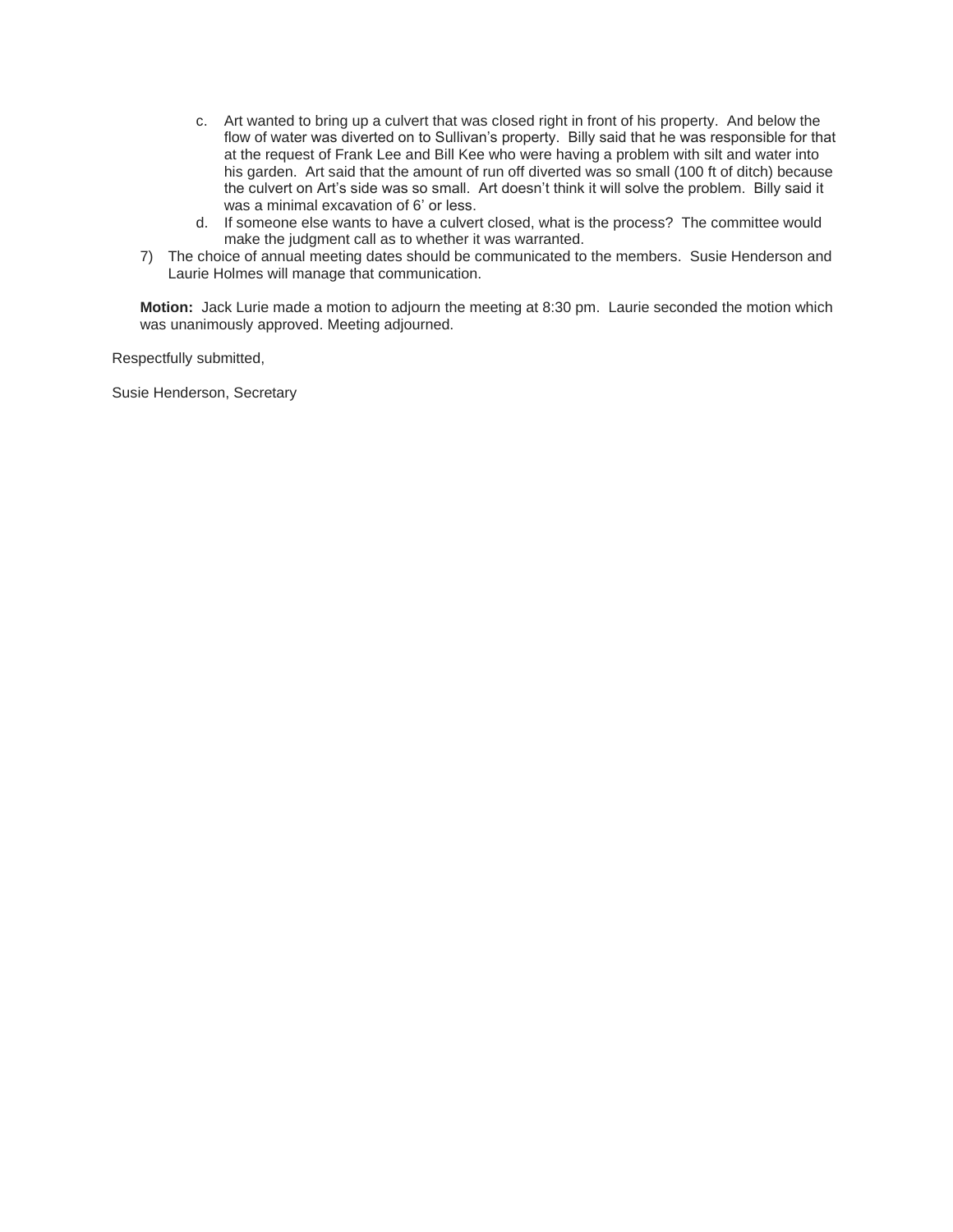c. Art wanted to bring up a culvert that was closed right in front of his property. And below the flow of water was diverted on to Sullivan's property. Billy said that he was responsible for that at the request of Frank Lee and Bill Kee who were having a problem with silt and water into his garden. Art said that the amount of run off diverted was so small (100 ft of ditch) because the culvert on Art's side was so small. Art doesn't think it will solve the problem. Billy said it was a minimal excavation of 6' or less.
   d. If someone else wants to have a culvert closed, what is the process? The committee would make the judgment call as to whether it was warranted.

7) The choice of annual meeting dates should be communicated to the members. Susie Henderson and Laurie Holmes will manage that communication.

**Motion:** Jack Lurie made a motion to adjourn the meeting at 8:30 pm. Laurie seconded the motion which was unanimously approved. Meeting adjourned.

Respectfully submitted,

Susie Henderson, Secretary